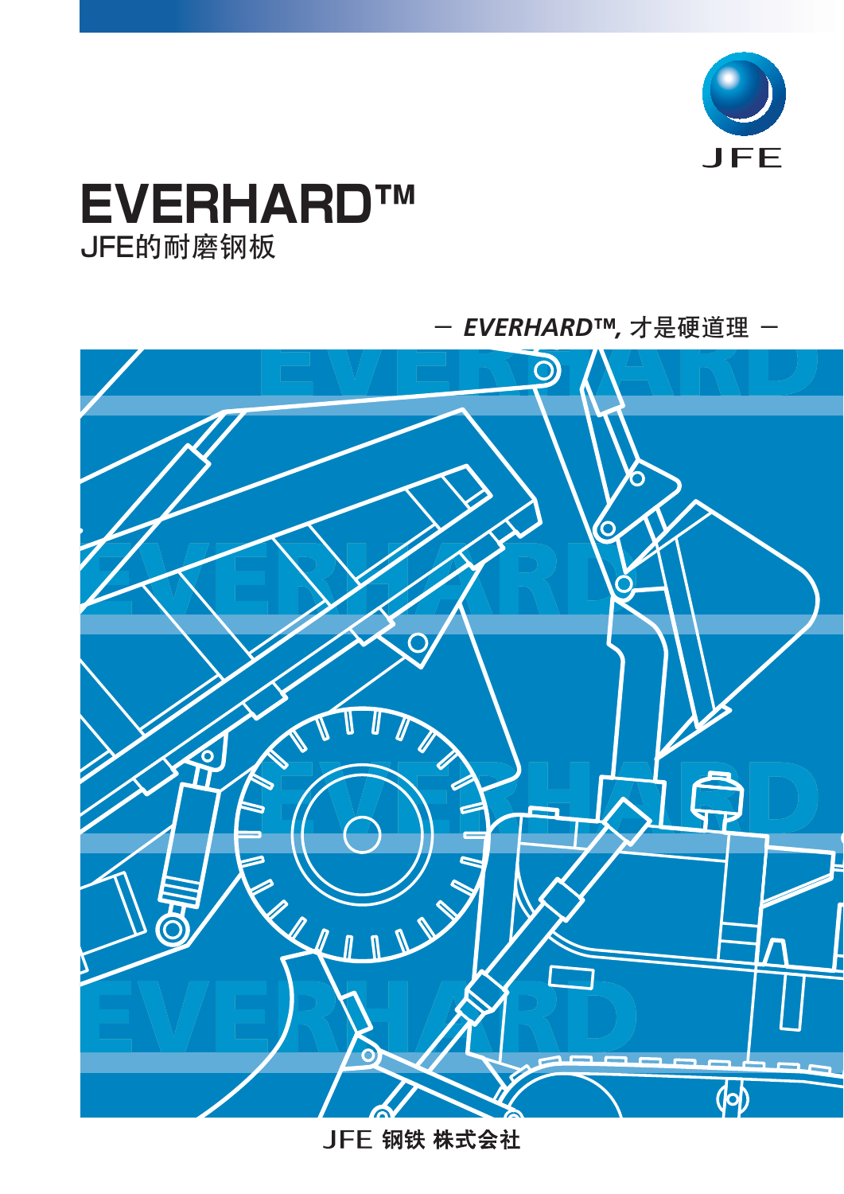JFE

# EVERHARD™

## JFE的耐磨钢板

— *EVERHARD™*, 才是硬道理 —

JFE 钢铁 株式会社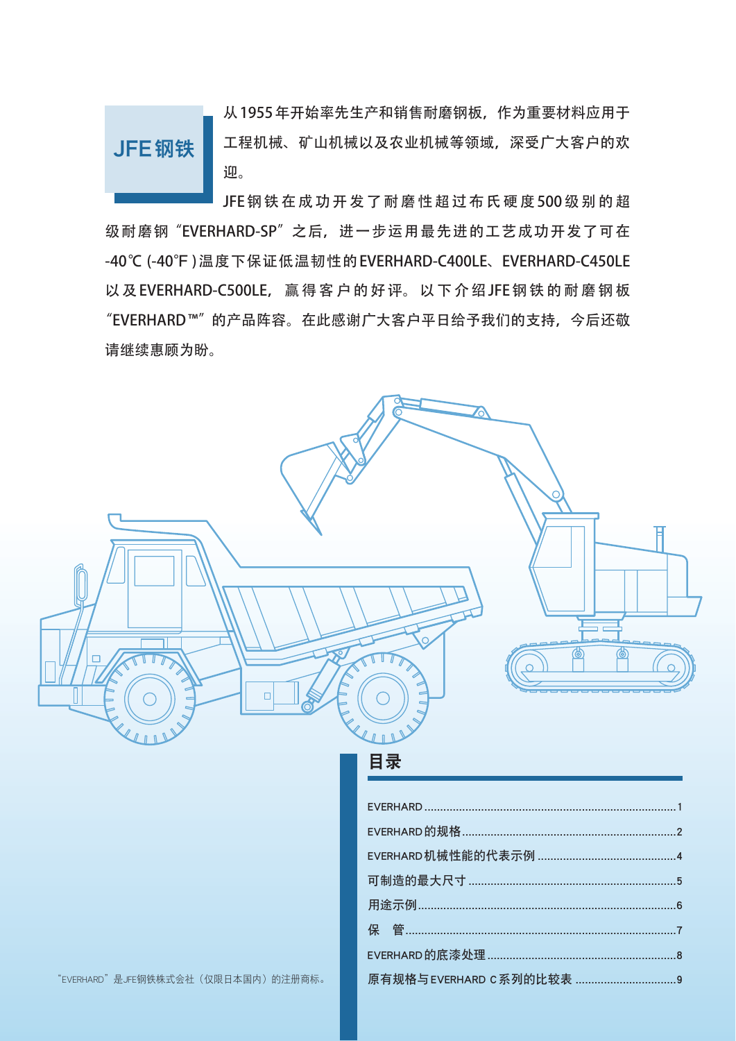# JFE钢铁

从1955年开始率先生产和销售耐磨钢板，作为重要材料应用于工程机械、矿山机械以及农业机械等领域，深受广大客户的欢迎。

JFE钢铁在成功开发了耐磨性超过布氏硬度500级别的超级耐磨钢“EVERHARD-SP”之后，进一步运用最先进的工艺成功开发了可在-40℃ (-40°F )温度下保证低温韧性的EVERHARD-C400LE、EVERHARD-C450LE以及EVERHARD-C500LE，赢得客户的好评。以下介绍JFE钢铁的耐磨钢板“EVERHARD™”的产品阵容。在此感谢广大客户平日给予我们的支持，今后还敬请继续惠顾为盼。

## 目录

EVERHARD ........ 1
EVERHARD的规格 ........ 2
EVERHARD机械性能的代表示例 ........ 4
可制造的最大尺寸 ........ 5
用途示例 ........ 6
保　管 ........ 7
EVERHARD的底漆处理 ........ 8
原有规格与EVERHARD C系列的比较表 ........ 9

“EVERHARD”是JFE钢铁株式会社（仅限日本国内）的注册商标。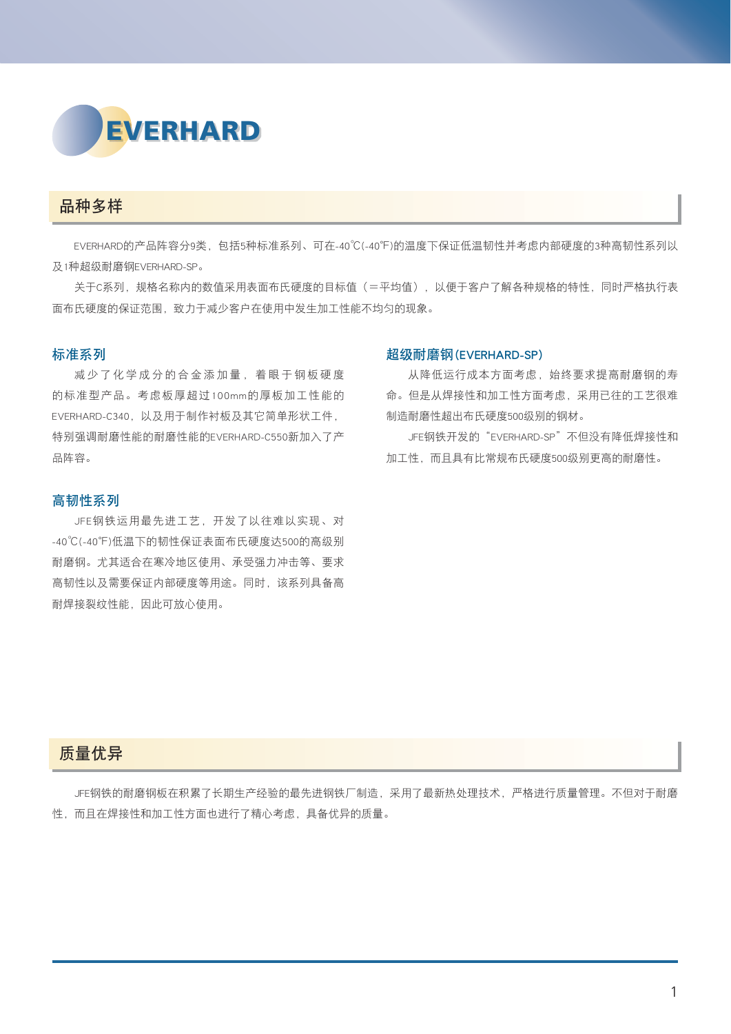# EVERHARD

## 品种多样

EVERHARD的产品阵容分9类，包括5种标准系列、可在-40℃(-40℉)的温度下保证低温韧性并考虑内部硬度的3种高韧性系列以及1种超级耐磨钢EVERHARD-SP。

关于C系列，规格名称内的数值采用表面布氏硬度的目标值（＝平均值），以便于客户了解各种规格的特性，同时严格执行表面布氏硬度的保证范围，致力于减少客户在使用中发生加工性能不均匀的现象。

### 标准系列

减少了化学成分的合金添加量，着眼于钢板硬度的标准型产品。考虑板厚超过100mm的厚板加工性能的EVERHARD-C340，以及用于制作衬板及其它简单形状工件，特别强调耐磨性能的耐磨性能的EVERHARD-C550新加入了产品阵容。

### 高韧性系列

JFE钢铁运用最先进工艺，开发了以往难以实现、对-40℃(-40℉)低温下的韧性保证表面布氏硬度达500的高级别耐磨钢。尤其适合在寒冷地区使用、承受强力冲击等、要求高韧性以及需要保证内部硬度等用途。同时，该系列具备高耐焊接裂纹性能，因此可放心使用。

### 超级耐磨钢(EVERHARD-SP)

从降低运行成本方面考虑，始终要求提高耐磨钢的寿命。但是从焊接性和加工性方面考虑，采用已往的工艺很难制造耐磨性超出布氏硬度500级别的钢材。

JFE钢铁开发的“EVERHARD-SP”不但没有降低焊接性和加工性，而且具有比常规布氏硬度500级别更高的耐磨性。

## 质量优异

JFE钢铁的耐磨钢板在积累了长期生产经验的最先进钢铁厂制造，采用了最新热处理技术，严格进行质量管理。不但对于耐磨性，而且在焊接性和加工性方面也进行了精心考虑，具备优异的质量。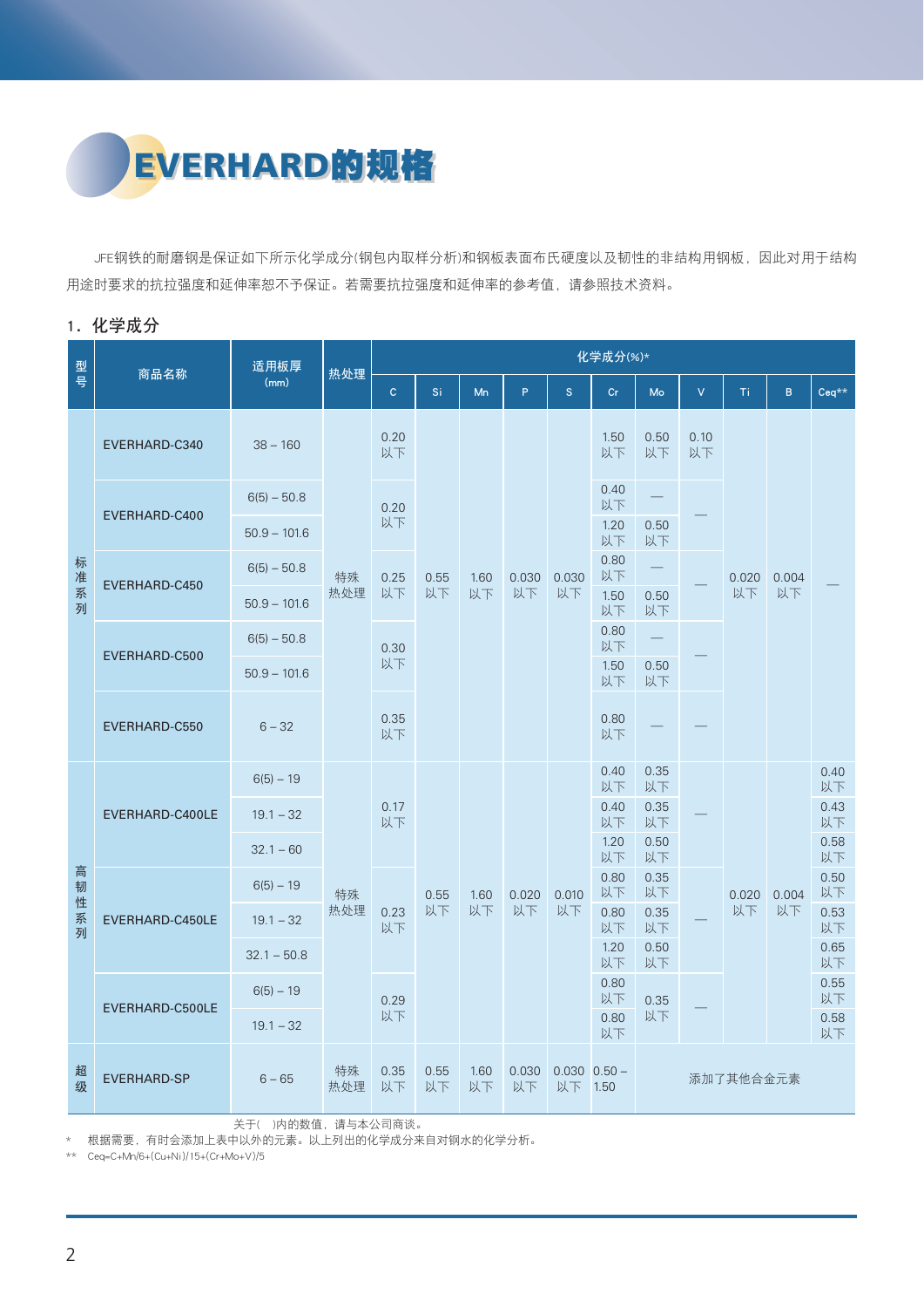# EVERHARD的规格

JFE钢铁的耐磨钢是保证如下所示化学成分(钢包内取样分析)和钢板表面布氏硬度以及韧性的非结构用钢板，因此对用于结构用途时要求的抗拉强度和延伸率恕不予保证。若需要抗拉强度和延伸率的参考值，请参照技术资料。

## 1. 化学成分

| 型号 | 商品名称 | 适用板厚(mm) | 热处理 | 化学成分(%)* | | | | | | | | | | |
|---|---|---|---|---|---|---|---|---|---|---|---|---|---|---|
| | | | | C | Si | Mn | P | S | Cr | Mo | V | Ti | B | Ceq** |
| 标准系列 | EVERHARD-C340 | 38 – 160 | 特殊热处理 | 0.20以下 | 0.55以下 | 1.60以下 | 0.030以下 | 0.030以下 | 1.50以下 | 0.50以下 | 0.10以下 | 0.020以下 | 0.004以下 | — |
| | EVERHARD-C400 | 6(5) – 50.8 | | 0.20以下 | | | | | 0.40以下 | — | — | | | |
| | | 50.9 – 101.6 | | | | | | | 1.20以下 | 0.50以下 | | | | |
| | EVERHARD-C450 | 6(5) – 50.8 | | 0.25以下 | | | | | 0.80以下 | — | — | | | |
| | | 50.9 – 101.6 | | | | | | | 1.50以下 | 0.50以下 | | | | |
| | EVERHARD-C500 | 6(5) – 50.8 | | 0.30以下 | | | | | 0.80以下 | — | — | | | |
| | | 50.9 – 101.6 | | | | | | | 1.50以下 | 0.50以下 | | | | |
| | EVERHARD-C550 | 6 – 32 | | 0.35以下 | | | | | 0.80以下 | — | — | | | |
| 高韧性系列 | EVERHARD-C400LE | 6(5) – 19 | 特殊热处理 | 0.17以下 | 0.55以下 | 1.60以下 | 0.020以下 | 0.010以下 | 0.40以下 | 0.35以下 | — | 0.020以下 | 0.004以下 | 0.40以下 |
| | | 19.1 – 32 | | | | | | | 0.40以下 | 0.35以下 | | | | 0.43以下 |
| | | 32.1 – 60 | | | | | | | 1.20以下 | 0.50以下 | | | | 0.58以下 |
| | EVERHARD-C450LE | 6(5) – 19 | | 0.23以下 | | | | | 0.80以下 | 0.35以下 | — | | | 0.50以下 |
| | | 19.1 – 32 | | | | | | | 0.80以下 | 0.35以下 | | | | 0.53以下 |
| | | 32.1 – 50.8 | | | | | | | 1.20以下 | 0.50以下 | | | | 0.65以下 |
| | EVERHARD-C500LE | 6(5) – 19 | | 0.29以下 | | | | | 0.80以下 | 0.35以下 | — | | | 0.55以下 |
| | | 19.1 – 32 | | | | | | | 0.80以下 | | | | | 0.58以下 |
| 超级 | EVERHARD-SP | 6 – 65 | 特殊热处理 | 0.35以下 | 0.55以下 | 1.60以下 | 0.030以下 | 0.030以下 | 0.50 – 1.50 | 添加了其他合金元素 | | | | |

关于(　)内的数值，请与本公司商谈。

\* 根据需要，有时会添加上表中以外的元素。以上列出的化学成分来自对钢水的化学分析。

** Ceq=C+Mn/6+(Cu+Ni)/15+(Cr+Mo+V)/5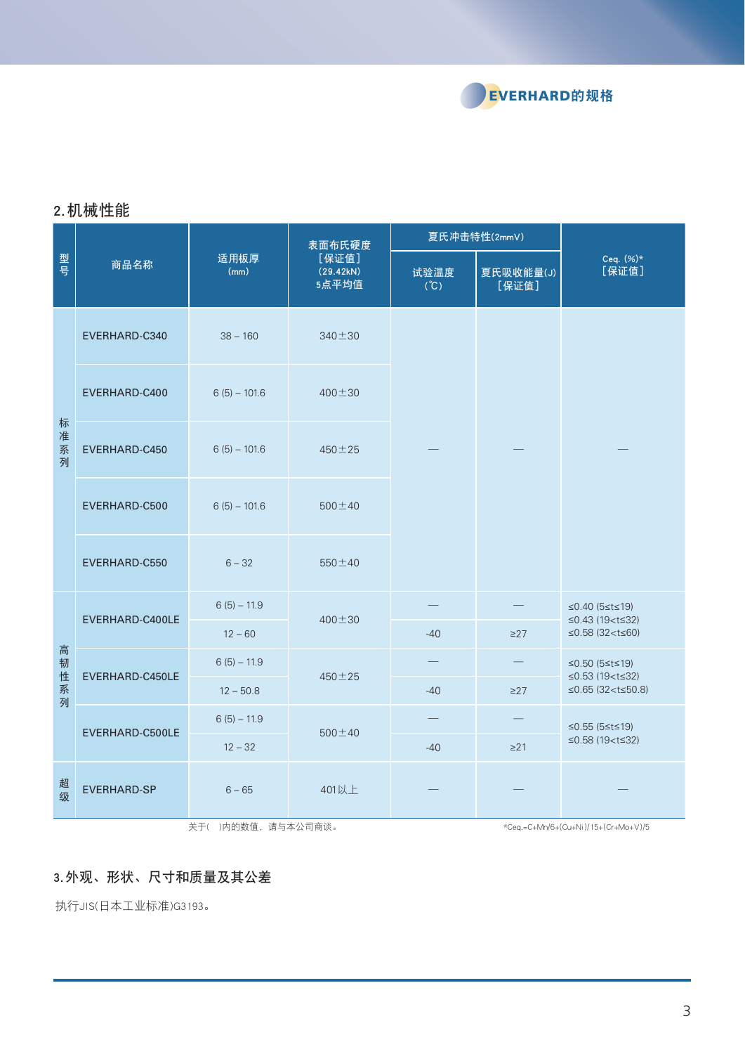## 2.机械性能

| 型号 | 商品名称 | 适用板厚 (mm) | 表面布氏硬度 [保证值] (29.42kN) 5点平均值 | 夏氏冲击特性(2mmV) | | Ceq. (%)* [保证值] |
|---|---|---|---|---|---|---|
| | | | | 试验温度 (℃) | 夏氏吸收能量(J) [保证值] | |
| 标准系列 | EVERHARD-C340 | 38 – 160 | 340±30 | — | — | — |
| | EVERHARD-C400 | 6 (5) – 101.6 | 400±30 | — | — | — |
| | EVERHARD-C450 | 6 (5) – 101.6 | 450±25 | — | — | — |
| | EVERHARD-C500 | 6 (5) – 101.6 | 500±40 | — | — | — |
| | EVERHARD-C550 | 6 – 32 | 550±40 | — | — | — |
| 高韧性系列 | EVERHARD-C400LE | 6 (5) – 11.9 | 400±30 | — | — | ≤0.40 (5≤t≤19) ≤0.43 (19<t≤32) ≤0.58 (32<t≤60) |
| | | 12 – 60 | | -40 | ≥27 | |
| | EVERHARD-C450LE | 6 (5) – 11.9 | 450±25 | — | — | ≤0.50 (5≤t≤19) ≤0.53 (19<t≤32) ≤0.65 (32<t≤50.8) |
| | | 12 – 50.8 | | -40 | ≥27 | |
| | EVERHARD-C500LE | 6 (5) – 11.9 | 500±40 | — | — | ≤0.55 (5≤t≤19) ≤0.58 (19<t≤32) |
| | | 12 – 32 | | -40 | ≥21 | |
| 超级 | EVERHARD-SP | 6 – 65 | 401以上 | — | — | — |

关于( )内的数值，请与本公司商谈。

*Ceq.=C+Mn/6+(Cu+Ni)/15+(Cr+Mo+V)/5

## 3.外观、形状、尺寸和质量及其公差

执行JIS(日本工业标准)G3193。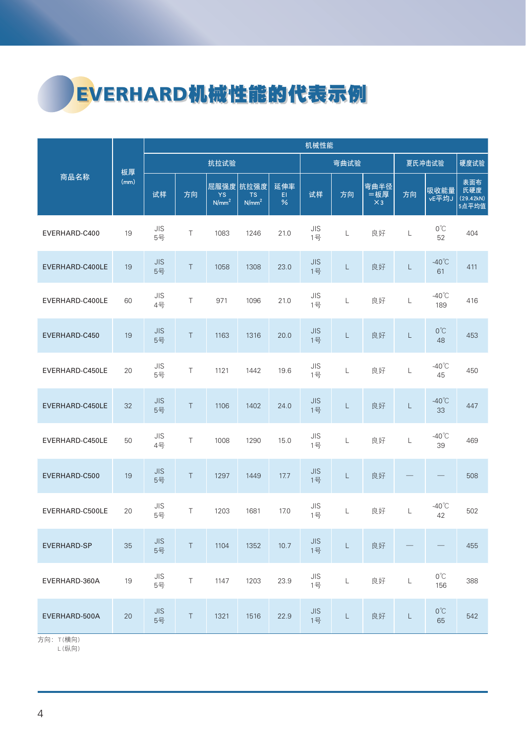# EVERHARD机械性能的代表示例

| 商品名称 | 板厚 (mm) | 机械性能 | | | | | | | | | | |
|---|---|---|---|---|---|---|---|---|---|---|---|---|
| | | 抗拉试验 | | | | | 弯曲试验 | | | 夏氏冲击试验 | | 硬度试验 |
| | | 试样 | 方向 | 屈服强度 YS $N/mm^2$ | 抗拉强度 TS $N/mm^2$ | 延伸率 El % | 试样 | 方向 | 弯曲半径 ＝板厚 ×3 | 方向 | 吸收能量 vE平均J | 表面布氏硬度 (29.42kN) 5点平均值 |
| EVERHARD-C400 | 19 | JIS 5号 | T | 1083 | 1246 | 21.0 | JIS 1号 | L | 良好 | L | 0℃ 52 | 404 |
| EVERHARD-C400LE | 19 | JIS 5号 | T | 1058 | 1308 | 23.0 | JIS 1号 | L | 良好 | L | -40℃ 61 | 411 |
| EVERHARD-C400LE | 60 | JIS 4号 | T | 971 | 1096 | 21.0 | JIS 1号 | L | 良好 | L | -40℃ 189 | 416 |
| EVERHARD-C450 | 19 | JIS 5号 | T | 1163 | 1316 | 20.0 | JIS 1号 | L | 良好 | L | 0℃ 48 | 453 |
| EVERHARD-C450LE | 20 | JIS 5号 | T | 1121 | 1442 | 19.6 | JIS 1号 | L | 良好 | L | -40℃ 45 | 450 |
| EVERHARD-C450LE | 32 | JIS 5号 | T | 1106 | 1402 | 24.0 | JIS 1号 | L | 良好 | L | -40℃ 33 | 447 |
| EVERHARD-C450LE | 50 | JIS 4号 | T | 1008 | 1290 | 15.0 | JIS 1号 | L | 良好 | L | -40℃ 39 | 469 |
| EVERHARD-C500 | 19 | JIS 5号 | T | 1297 | 1449 | 17.7 | JIS 1号 | L | 良好 | — | — | 508 |
| EVERHARD-C500LE | 20 | JIS 5号 | T | 1203 | 1681 | 17.0 | JIS 1号 | L | 良好 | L | -40℃ 42 | 502 |
| EVERHARD-SP | 35 | JIS 5号 | T | 1104 | 1352 | 10.7 | JIS 1号 | L | 良好 | — | — | 455 |
| EVERHARD-360A | 19 | JIS 5号 | T | 1147 | 1203 | 23.9 | JIS 1号 | L | 良好 | L | 0℃ 156 | 388 |
| EVERHARD-500A | 20 | JIS 5号 | T | 1321 | 1516 | 22.9 | JIS 1号 | L | 良好 | L | 0℃ 65 | 542 |

方向：T(横向)
L(纵向)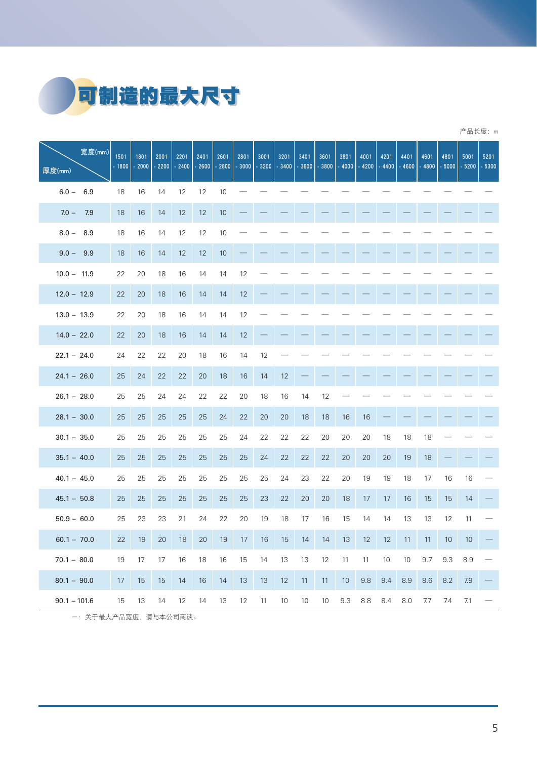# 可制造的最大尺寸

产品长度：m

| 厚度(mm) \ 宽度(mm) | 1501 - 1800 | 1801 - 2000 | 2001 - 2200 | 2201 - 2400 | 2401 - 2600 | 2601 - 2800 | 2801 - 3000 | 3001 - 3200 | 3201 - 3400 | 3401 - 3600 | 3601 - 3800 | 3801 - 4000 | 4001 - 4200 | 4201 - 4400 | 4401 - 4600 | 4601 - 4800 | 4801 - 5000 | 5001 - 5200 | 5201 - 5300 |
|---|---|---|---|---|---|---|---|---|---|---|---|---|---|---|---|---|---|---|---|
| 6.0 – 6.9 | 18 | 16 | 14 | 12 | 12 | 10 | — | — | — | — | — | — | — | — | — | — | — | — | — |
| 7.0 – 7.9 | 18 | 16 | 14 | 12 | 12 | 10 | — | — | — | — | — | — | — | — | — | — | — | — | — |
| 8.0 – 8.9 | 18 | 16 | 14 | 12 | 12 | 10 | — | — | — | — | — | — | — | — | — | — | — | — | — |
| 9.0 – 9.9 | 18 | 16 | 14 | 12 | 12 | 10 | — | — | — | — | — | — | — | — | — | — | — | — | — |
| 10.0 – 11.9 | 22 | 20 | 18 | 16 | 14 | 14 | 12 | — | — | — | — | — | — | — | — | — | — | — | — |
| 12.0 – 12.9 | 22 | 20 | 18 | 16 | 14 | 14 | 12 | — | — | — | — | — | — | — | — | — | — | — | — |
| 13.0 – 13.9 | 22 | 20 | 18 | 16 | 14 | 14 | 12 | — | — | — | — | — | — | — | — | — | — | — | — |
| 14.0 – 22.0 | 22 | 20 | 18 | 16 | 14 | 14 | 12 | — | — | — | — | — | — | — | — | — | — | — | — |
| 22.1 – 24.0 | 24 | 22 | 22 | 20 | 18 | 16 | 14 | 12 | — | — | — | — | — | — | — | — | — | — | — |
| 24.1 – 26.0 | 25 | 24 | 22 | 22 | 20 | 18 | 16 | 14 | 12 | — | — | — | — | — | — | — | — | — | — |
| 26.1 – 28.0 | 25 | 25 | 24 | 24 | 22 | 22 | 20 | 18 | 16 | 14 | 12 | — | — | — | — | — | — | — | — |
| 28.1 – 30.0 | 25 | 25 | 25 | 25 | 25 | 24 | 22 | 20 | 20 | 18 | 18 | 16 | 16 | — | — | — | — | — | — |
| 30.1 – 35.0 | 25 | 25 | 25 | 25 | 25 | 25 | 24 | 22 | 22 | 22 | 20 | 20 | 20 | 18 | 18 | 18 | — | — | — |
| 35.1 – 40.0 | 25 | 25 | 25 | 25 | 25 | 25 | 25 | 24 | 22 | 22 | 22 | 20 | 20 | 20 | 19 | 18 | — | — | — |
| 40.1 – 45.0 | 25 | 25 | 25 | 25 | 25 | 25 | 25 | 25 | 24 | 23 | 22 | 20 | 19 | 19 | 18 | 17 | 16 | 16 | — |
| 45.1 – 50.8 | 25 | 25 | 25 | 25 | 25 | 25 | 25 | 23 | 22 | 20 | 20 | 18 | 17 | 17 | 16 | 15 | 15 | 14 | — |
| 50.9 – 60.0 | 25 | 23 | 23 | 21 | 24 | 22 | 20 | 19 | 18 | 17 | 16 | 15 | 14 | 14 | 13 | 13 | 12 | 11 | — |
| 60.1 – 70.0 | 22 | 19 | 20 | 18 | 20 | 19 | 17 | 16 | 15 | 14 | 14 | 13 | 12 | 12 | 11 | 11 | 10 | 10 | — |
| 70.1 – 80.0 | 19 | 17 | 17 | 16 | 18 | 16 | 15 | 14 | 13 | 13 | 12 | 11 | 11 | 10 | 10 | 9.7 | 9.3 | 8.9 | — |
| 80.1 – 90.0 | 17 | 15 | 15 | 14 | 16 | 14 | 13 | 13 | 12 | 11 | 11 | 10 | 9.8 | 9.4 | 8.9 | 8.6 | 8.2 | 7.9 | — |
| 90.1 – 101.6 | 15 | 13 | 14 | 12 | 14 | 13 | 12 | 11 | 10 | 10 | 10 | 9.3 | 8.8 | 8.4 | 8.0 | 7.7 | 7.4 | 7.1 | — |

—：关于最大产品宽度，请与本公司商谈。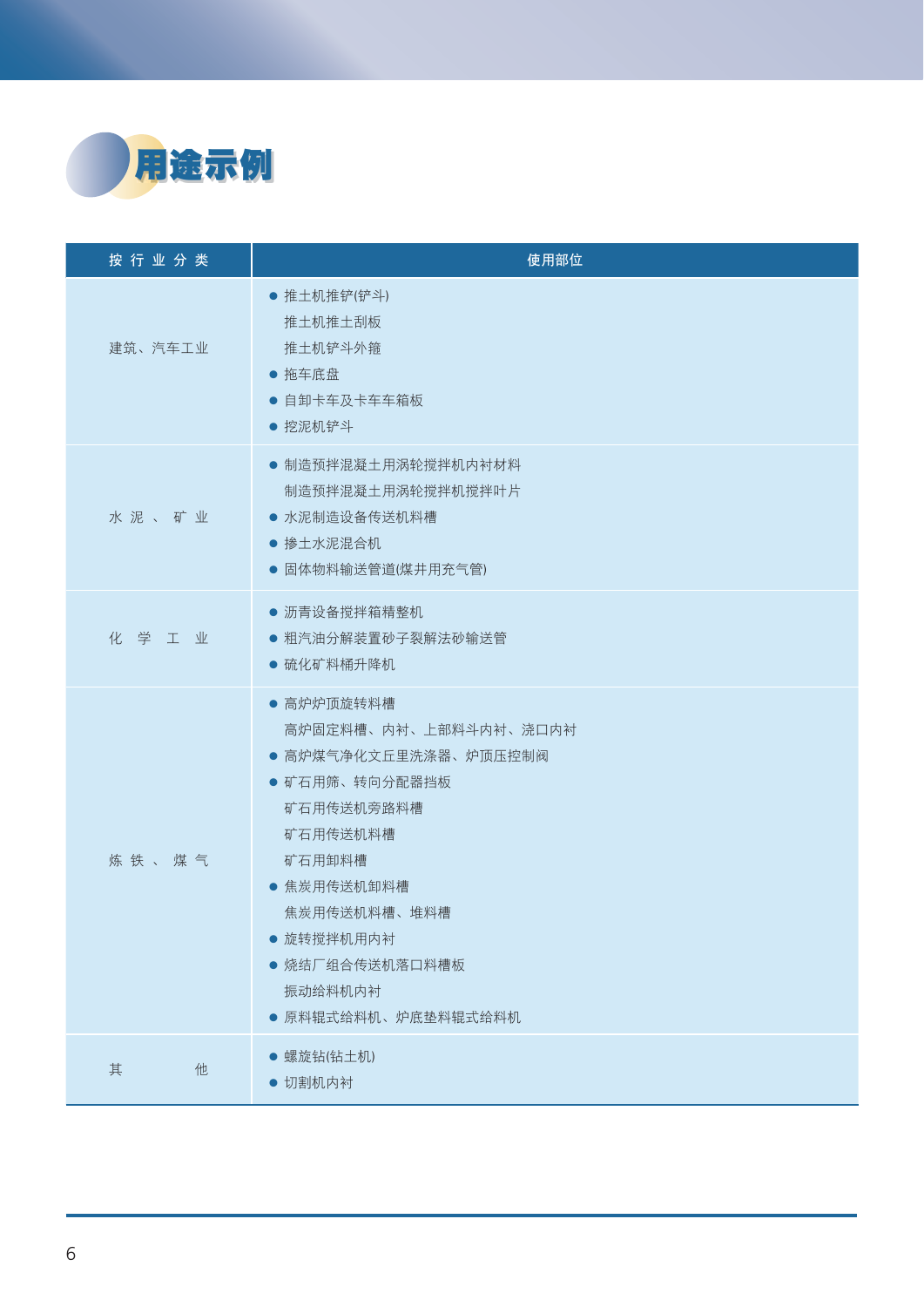# 用途示例

| 按 行 业 分 类 | 使用部位 |
|---|---|
| 建筑、汽车工业 | ● 推土机推铲(铲斗)<br>推土机推土刮板<br>推土机铲斗外箍<br>● 拖车底盘<br>● 自卸卡车及卡车车箱板<br>● 挖泥机铲斗 |
| 水 泥 、 矿 业 | ● 制造预拌混凝土用涡轮搅拌机内衬材料<br>制造预拌混凝土用涡轮搅拌机搅拌叶片<br>● 水泥制造设备传送机料槽<br>● 掺土水泥混合机<br>● 固体物料输送管道(煤井用充气管) |
| 化 学 工 业 | ● 沥青设备搅拌箱精整机<br>● 粗汽油分解装置砂子裂解法砂输送管<br>● 硫化矿料桶升降机 |
| 炼 铁 、 煤 气 | ● 高炉炉顶旋转料槽<br>高炉固定料槽、内衬、上部料斗内衬、浇口内衬<br>● 高炉煤气净化文丘里洗涤器、炉顶压控制阀<br>● 矿石用筛、转向分配器挡板<br>矿石用传送机旁路料槽<br>矿石用传送机料槽<br>矿石用卸料槽<br>● 焦炭用传送机卸料槽<br>焦炭用传送机料槽、堆料槽<br>● 旋转搅拌机用内衬<br>● 烧结厂组合传送机落口料槽板<br>振动给料机内衬<br>● 原料辊式给料机、炉底垫料辊式给料机 |
| 其 他 | ● 螺旋钻(钻土机)<br>● 切割机内衬 |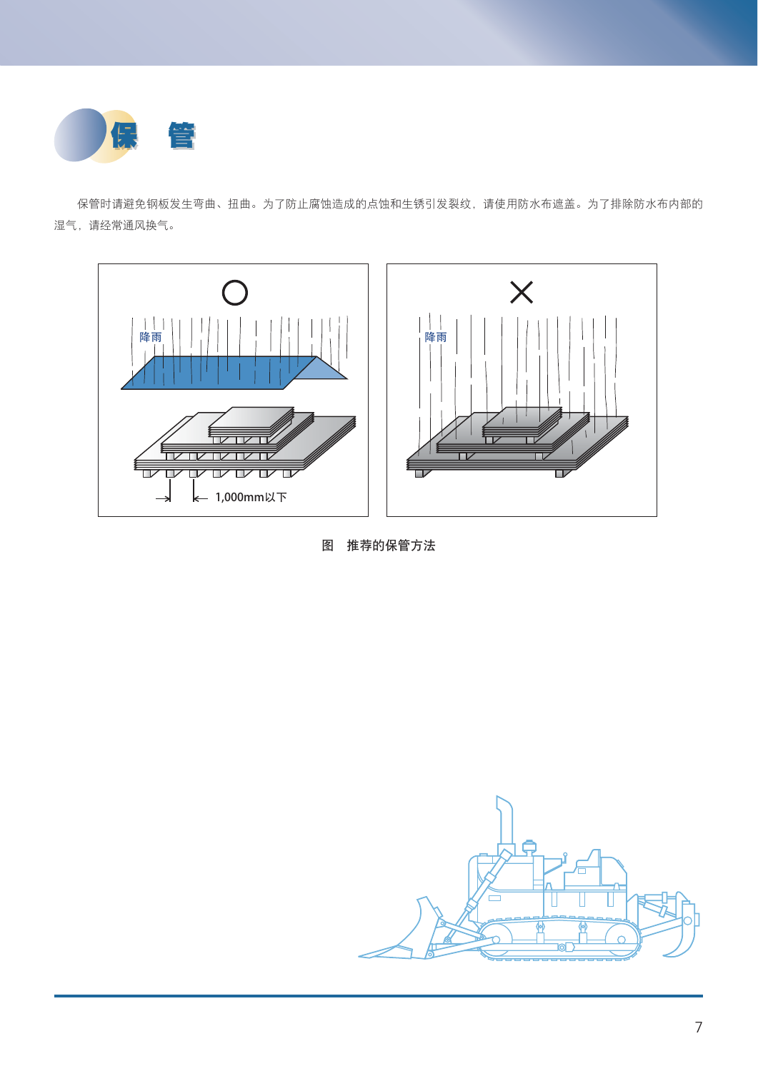# 保　管

保管时请避免钢板发生弯曲、扭曲。为了防止腐蚀造成的点蚀和生锈引发裂纹，请使用防水布遮盖。为了排除防水布内部的湿气，请经常通风换气。

○

降雨

1,000mm以下

×

降雨

图　推荐的保管方法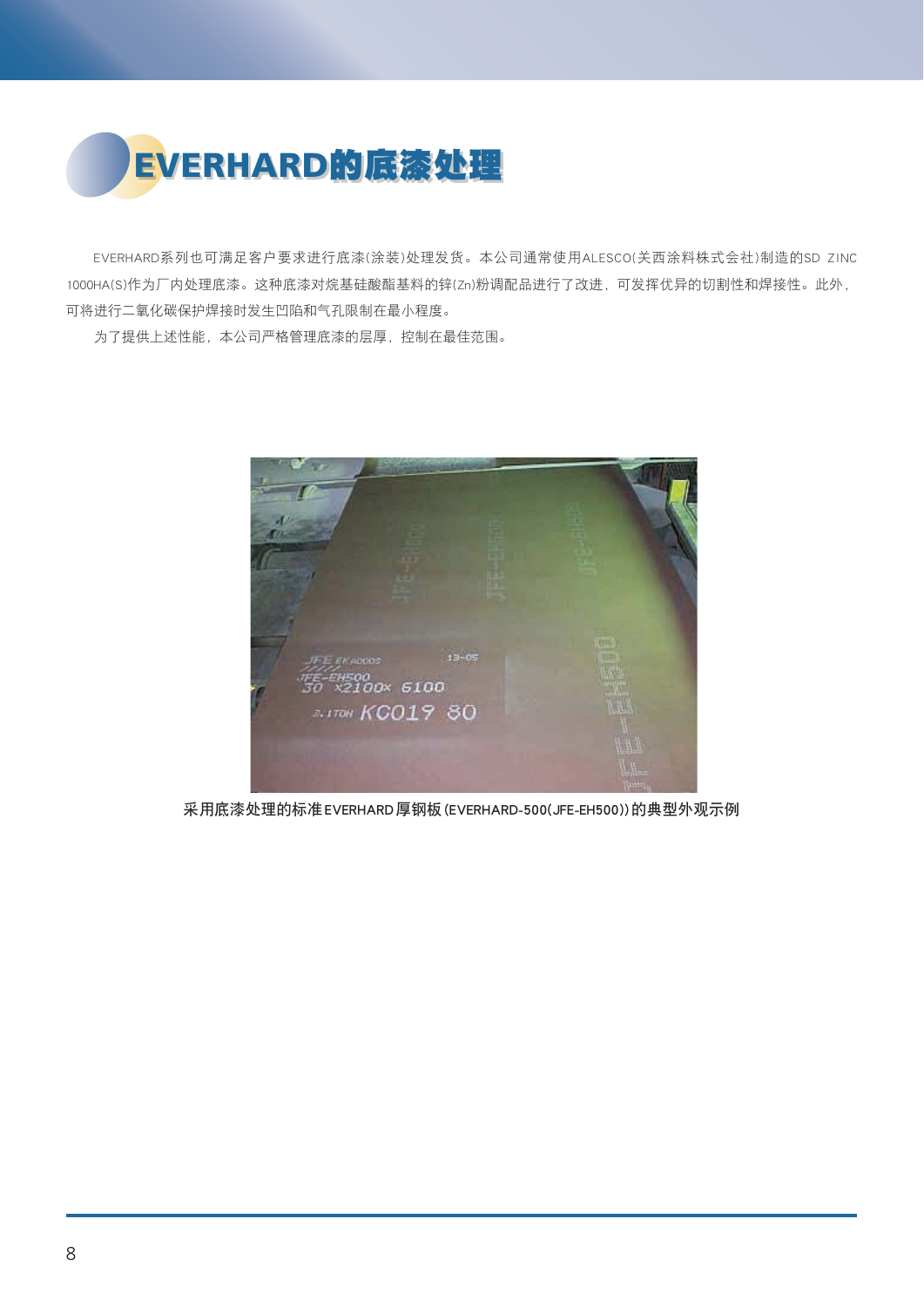# EVERHARD的底漆处理

EVERHARD系列也可满足客户要求进行底漆(涂装)处理发货。本公司通常使用ALESCO(关西涂料株式会社)制造的SD ZINC 1000HA(S)作为厂内处理底漆。这种底漆对烷基硅酸酯基料的锌(Zn)粉调配品进行了改进，可发挥优异的切割性和焊接性。此外，可将进行二氧化碳保护焊接时发生凹陷和气孔限制在最小程度。

为了提供上述性能，本公司严格管理底漆的层厚，控制在最佳范围。

采用底漆处理的标准EVERHARD厚钢板(EVERHARD-500(JFE-EH500))的典型外观示例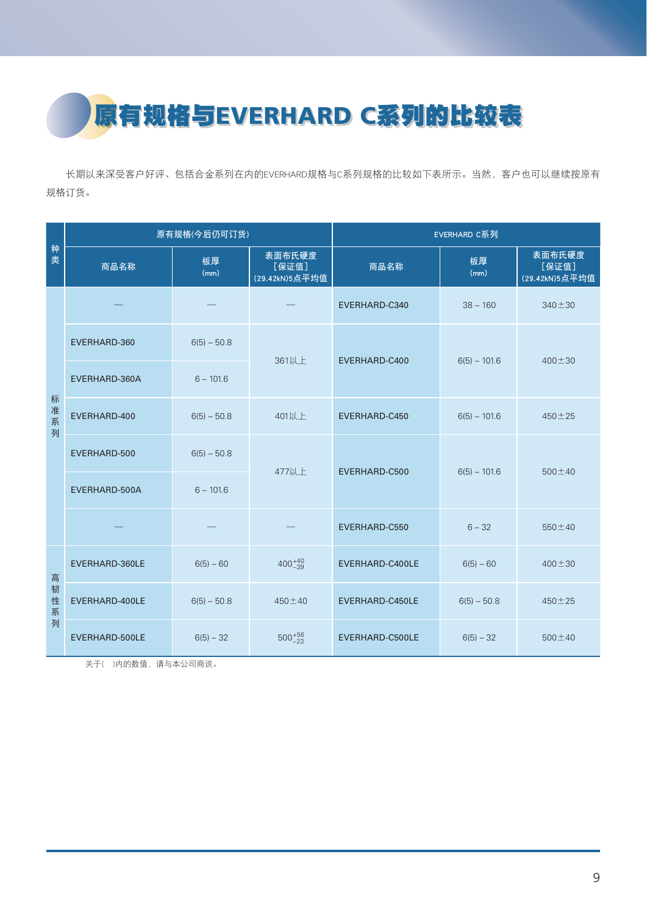# 原有规格与EVERHARD C系列的比较表

长期以来深受客户好评、包括合金系列在内的EVERHARD规格与C系列规格的比较如下表所示。当然，客户也可以继续按原有规格订货。

| 种类 | 原有规格(今后仍可订货) | | | EVERHARD C系列 | | |
|---|---|---|---|---|---|---|
| | 商品名称 | 板厚 (mm) | 表面布氏硬度［保证值］(29.42kN)5点平均值 | 商品名称 | 板厚 (mm) | 表面布氏硬度［保证值］(29.42kN)5点平均值 |
| 标准系列 | — | — | — | EVERHARD-C340 | 38 – 160 | 340±30 |
| 标准系列 | EVERHARD-360 | 6(5) – 50.8 | 361以上 | EVERHARD-C400 | 6(5) – 101.6 | 400±30 |
| 标准系列 | EVERHARD-360A | 6 – 101.6 | 361以上 | EVERHARD-C400 | 6(5) – 101.6 | 400±30 |
| 标准系列 | EVERHARD-400 | 6(5) – 50.8 | 401以上 | EVERHARD-C450 | 6(5) – 101.6 | 450±25 |
| 标准系列 | EVERHARD-500 | 6(5) – 50.8 | 477以上 | EVERHARD-C500 | 6(5) – 101.6 | 500±40 |
| 标准系列 | EVERHARD-500A | 6 – 101.6 | 477以上 | EVERHARD-C500 | 6(5) – 101.6 | 500±40 |
| 标准系列 | — | — | — | EVERHARD-C550 | 6 – 32 | 550±40 |
| 高韧性系列 | EVERHARD-360LE | 6(5) – 60 | $400^{+40}_{-39}$ | EVERHARD-C400LE | 6(5) – 60 | 400±30 |
| 高韧性系列 | EVERHARD-400LE | 6(5) – 50.8 | 450±40 | EVERHARD-C450LE | 6(5) – 50.8 | 450±25 |
| 高韧性系列 | EVERHARD-500LE | 6(5) – 32 | $500^{+56}_{-23}$ | EVERHARD-C500LE | 6(5) – 32 | 500±40 |

关于(　)内的数值，请与本公司商谈。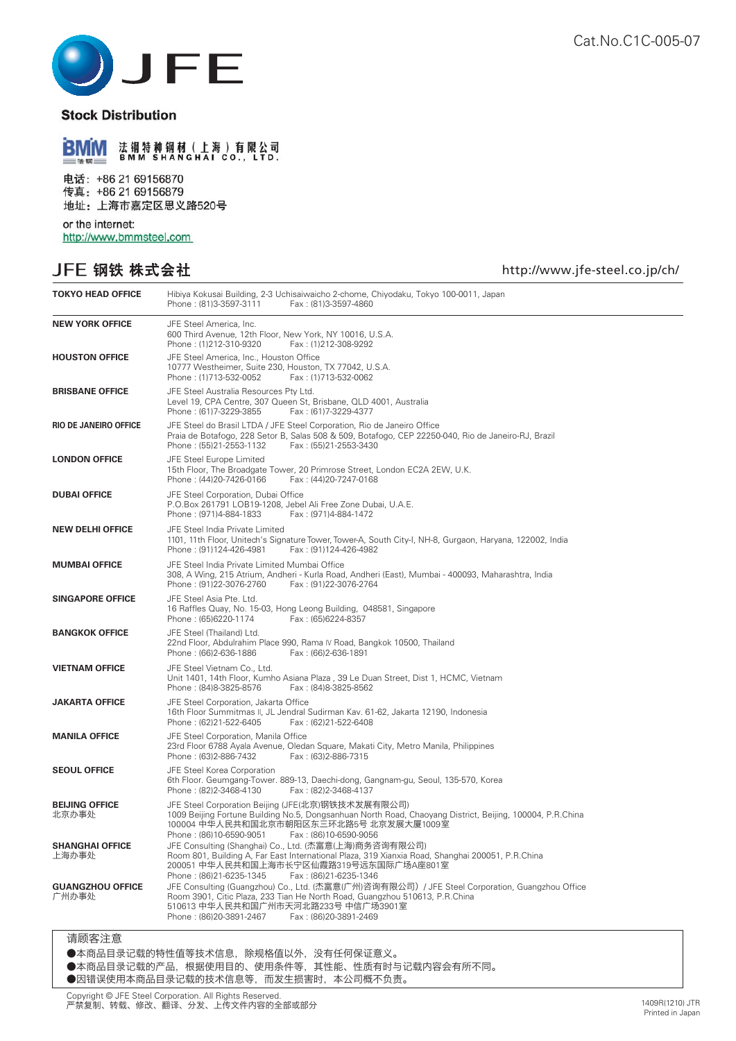Cat.No.C1C-005-07

JFE

**Stock Distribution**

BMM 法钢特种钢材（上海）有限公司
BMM SHANGHAI CO., LTD.

电话：+86 21 69156870
传真：+86 21 69156879
地址：上海市嘉定区思义路520号

or the internet:
http://www.bmmsteel.com

## JFE 钢铁 株式会社

http://www.jfe-steel.co.jp/ch/

| | |
|---|---|
| **TOKYO HEAD OFFICE** | Hibiya Kokusai Building, 2-3 Uchisaiwaicho 2-chome, Chiyodaku, Tokyo 100-0011, Japan<br>Phone : (81)3-3597-3111 Fax : (81)3-3597-4860 |
| **NEW YORK OFFICE** | JFE Steel America, Inc.<br>600 Third Avenue, 12th Floor, New York, NY 10016, U.S.A.<br>Phone : (1)212-310-9320 Fax : (1)212-308-9292 |
| **HOUSTON OFFICE** | JFE Steel America, Inc., Houston Office<br>10777 Westheimer, Suite 230, Houston, TX 77042, U.S.A.<br>Phone : (1)713-532-0052 Fax : (1)713-532-0062 |
| **BRISBANE OFFICE** | JFE Steel Australia Resources Pty Ltd.<br>Level 19, CPA Centre, 307 Queen St, Brisbane, QLD 4001, Australia<br>Phone : (61)7-3229-3855 Fax : (61)7-3229-4377 |
| **RIO DE JANEIRO OFFICE** | JFE Steel do Brasil LTDA / JFE Steel Corporation, Rio de Janeiro Office<br>Praia de Botafogo, 228 Setor B, Salas 508 & 509, Botafogo, CEP 22250-040, Rio de Janeiro-RJ, Brazil<br>Phone : (55)21-2553-1132 Fax : (55)21-2553-3430 |
| **LONDON OFFICE** | JFE Steel Europe Limited<br>15th Floor, The Broadgate Tower, 20 Primrose Street, London EC2A 2EW, U.K.<br>Phone : (44)20-7426-0166 Fax : (44)20-7247-0168 |
| **DUBAI OFFICE** | JFE Steel Corporation, Dubai Office<br>P.O.Box 261791 LOB19-1208, Jebel Ali Free Zone Dubai, U.A.E.<br>Phone : (971)4-884-1833 Fax : (971)4-884-1472 |
| **NEW DELHI OFFICE** | JFE Steel India Private Limited<br>1101, 11th Floor, Unitech's Signature Tower, Tower-A, South City-I, NH-8, Gurgaon, Haryana, 122002, India<br>Phone : (91)124-426-4981 Fax : (91)124-426-4982 |
| **MUMBAI OFFICE** | JFE Steel India Private Limited Mumbai Office<br>308, A Wing, 215 Atrium, Andheri - Kurla Road, Andheri (East), Mumbai - 400093, Maharashtra, India<br>Phone : (91)22-3076-2760 Fax : (91)22-3076-2764 |
| **SINGAPORE OFFICE** | JFE Steel Asia Pte. Ltd.<br>16 Raffles Quay, No. 15-03, Hong Leong Building, 048581, Singapore<br>Phone : (65)6220-1174 Fax : (65)6224-8357 |
| **BANGKOK OFFICE** | JFE Steel (Thailand) Ltd.<br>22nd Floor, Abdulrahim Place 990, Rama Ⅳ Road, Bangkok 10500, Thailand<br>Phone : (66)2-636-1886 Fax : (66)2-636-1891 |
| **VIETNAM OFFICE** | JFE Steel Vietnam Co., Ltd.<br>Unit 1401, 14th Floor, Kumho Asiana Plaza , 39 Le Duan Street, Dist 1, HCMC, Vietnam<br>Phone : (84)8-3825-8576 Fax : (84)8-3825-8562 |
| **JAKARTA OFFICE** | JFE Steel Corporation, Jakarta Office<br>16th Floor Summitmas Ⅱ, JL Jendral Sudirman Kav. 61-62, Jakarta 12190, Indonesia<br>Phone : (62)21-522-6405 Fax : (62)21-522-6408 |
| **MANILA OFFICE** | JFE Steel Corporation, Manila Office<br>23rd Floor 6788 Ayala Avenue, Oledan Square, Makati City, Metro Manila, Philippines<br>Phone : (63)2-886-7432 Fax : (63)2-886-7315 |
| **SEOUL OFFICE** | JFE Steel Korea Corporation<br>6th Floor. Geumgang-Tower. 889-13, Daechi-dong, Gangnam-gu, Seoul, 135-570, Korea<br>Phone : (82)2-3468-4130 Fax : (82)2-3468-4137 |
| **BEIJING OFFICE**<br>北京办事处 | JFE Steel Corporation Beijing (JFE(北京)钢铁技术发展有限公司)<br>1009 Beijing Fortune Building No.5, Dongsanhuan North Road, Chaoyang District, Beijing, 100004, P.R.China<br>100004 中华人民共和国北京市朝阳区东三环北路5号 北京发展大厦1009室<br>Phone : (86)10-6590-9051 Fax : (86)10-6590-9056 |
| **SHANGHAI OFFICE**<br>上海办事处 | JFE Consulting (Shanghai) Co., Ltd. (杰富意(上海)商务咨询有限公司)<br>Room 801, Building A, Far East International Plaza, 319 Xianxia Road, Shanghai 200051, P.R.China<br>200051 中华人民共和国上海市长宁区仙霞路319号远东国际广场A座801室<br>Phone : (86)21-6235-1345 Fax : (86)21-6235-1346 |
| **GUANGZHOU OFFICE**<br>广州办事处 | JFE Consulting (Guangzhou) Co., Ltd. (杰富意(广州)咨询有限公司) / JFE Steel Corporation, Guangzhou Office<br>Room 3901, Citic Plaza, 233 Tian He North Road, Guangzhou 510613, P.R.China<br>510613 中华人民共和国广州市天河北路233号 中信广场3901室<br>Phone : (86)20-3891-2467 Fax : (86)20-3891-2469 |

请顾客注意

- ●本商品目录记载的特性值等技术信息，除规格值以外，没有任何保证意义。
- ●本商品目录记载的产品，根据使用目的、使用条件等，其性能、性质有时与记载内容会有所不同。
- ●因错误使用本商品目录记载的技术信息等，而发生损害时，本公司概不负责。

Copyright © JFE Steel Corporation. All Rights Reserved.
严禁复制、转载、修改、翻译、分发、上传文件内容的全部或部分

1409R(1210) JTR
Printed in Japan